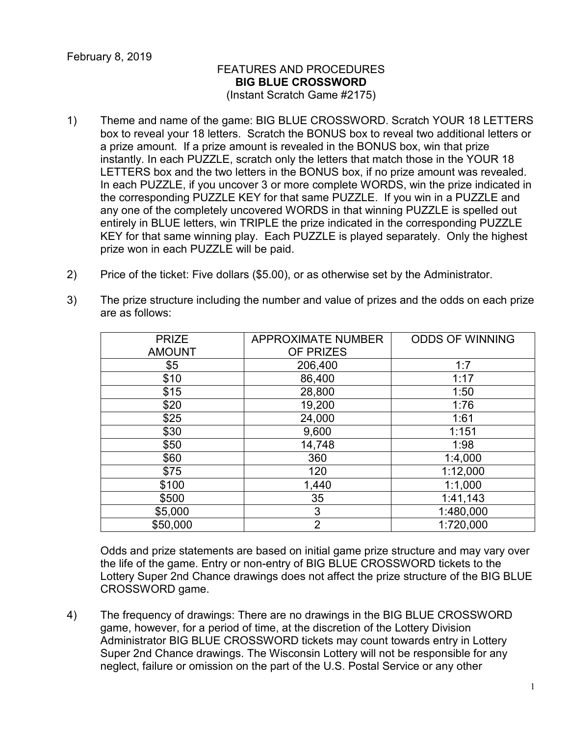February 8, 2019

FEATURES AND PROCEDURES
**BIG BLUE CROSSWORD**
(Instant Scratch Game #2175)

1) Theme and name of the game: BIG BLUE CROSSWORD. Scratch YOUR 18 LETTERS box to reveal your 18 letters. Scratch the BONUS box to reveal two additional letters or a prize amount. If a prize amount is revealed in the BONUS box, win that prize instantly. In each PUZZLE, scratch only the letters that match those in the YOUR 18 LETTERS box and the two letters in the BONUS box, if no prize amount was revealed. In each PUZZLE, if you uncover 3 or more complete WORDS, win the prize indicated in the corresponding PUZZLE KEY for that same PUZZLE. If you win in a PUZZLE and any one of the completely uncovered WORDS in that winning PUZZLE is spelled out entirely in BLUE letters, win TRIPLE the prize indicated in the corresponding PUZZLE KEY for that same winning play. Each PUZZLE is played separately. Only the highest prize won in each PUZZLE will be paid.

2) Price of the ticket: Five dollars ($5.00), or as otherwise set by the Administrator.

3) The prize structure including the number and value of prizes and the odds on each prize are as follows:

| PRIZE AMOUNT | APPROXIMATE NUMBER OF PRIZES | ODDS OF WINNING |
|---|---|---|
| $5 | 206,400 | 1:7 |
| $10 | 86,400 | 1:17 |
| $15 | 28,800 | 1:50 |
| $20 | 19,200 | 1:76 |
| $25 | 24,000 | 1:61 |
| $30 | 9,600 | 1:151 |
| $50 | 14,748 | 1:98 |
| $60 | 360 | 1:4,000 |
| $75 | 120 | 1:12,000 |
| $100 | 1,440 | 1:1,000 |
| $500 | 35 | 1:41,143 |
| $5,000 | 3 | 1:480,000 |
| $50,000 | 2 | 1:720,000 |

Odds and prize statements are based on initial game prize structure and may vary over the life of the game. Entry or non-entry of BIG BLUE CROSSWORD tickets to the Lottery Super 2nd Chance drawings does not affect the prize structure of the BIG BLUE CROSSWORD game.

4) The frequency of drawings: There are no drawings in the BIG BLUE CROSSWORD game, however, for a period of time, at the discretion of the Lottery Division Administrator BIG BLUE CROSSWORD tickets may count towards entry in Lottery Super 2nd Chance drawings. The Wisconsin Lottery will not be responsible for any neglect, failure or omission on the part of the U.S. Postal Service or any other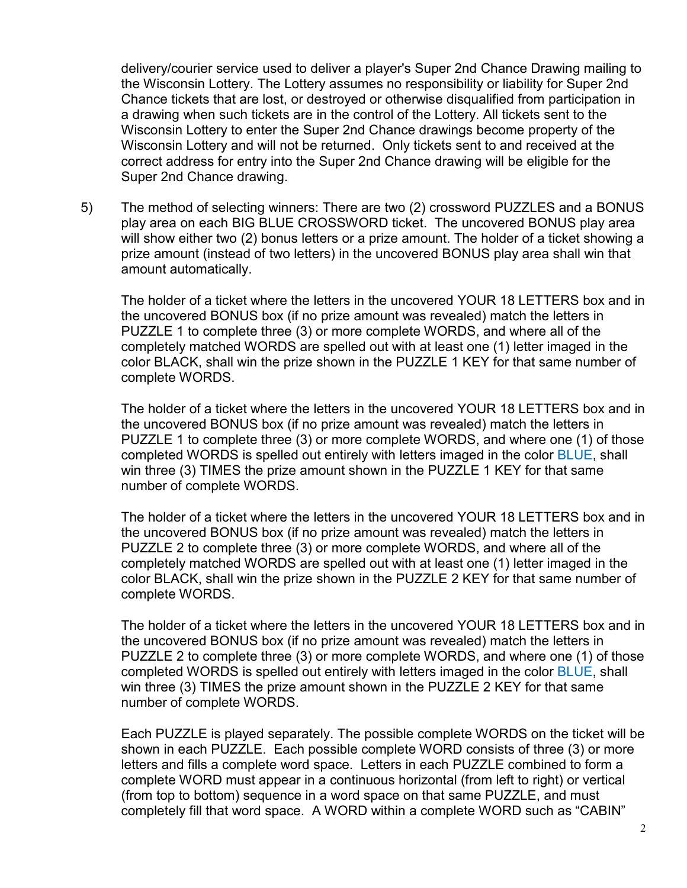delivery/courier service used to deliver a player's Super 2nd Chance Drawing mailing to the Wisconsin Lottery. The Lottery assumes no responsibility or liability for Super 2nd Chance tickets that are lost, or destroyed or otherwise disqualified from participation in a drawing when such tickets are in the control of the Lottery. All tickets sent to the Wisconsin Lottery to enter the Super 2nd Chance drawings become property of the Wisconsin Lottery and will not be returned. Only tickets sent to and received at the correct address for entry into the Super 2nd Chance drawing will be eligible for the Super 2nd Chance drawing.

5) The method of selecting winners: There are two (2) crossword PUZZLES and a BONUS play area on each BIG BLUE CROSSWORD ticket. The uncovered BONUS play area will show either two (2) bonus letters or a prize amount. The holder of a ticket showing a prize amount (instead of two letters) in the uncovered BONUS play area shall win that amount automatically.

   The holder of a ticket where the letters in the uncovered YOUR 18 LETTERS box and in the uncovered BONUS box (if no prize amount was revealed) match the letters in PUZZLE 1 to complete three (3) or more complete WORDS, and where all of the completely matched WORDS are spelled out with at least one (1) letter imaged in the color BLACK, shall win the prize shown in the PUZZLE 1 KEY for that same number of complete WORDS.

   The holder of a ticket where the letters in the uncovered YOUR 18 LETTERS box and in the uncovered BONUS box (if no prize amount was revealed) match the letters in PUZZLE 1 to complete three (3) or more complete WORDS, and where one (1) of those completed WORDS is spelled out entirely with letters imaged in the color BLUE, shall win three (3) TIMES the prize amount shown in the PUZZLE 1 KEY for that same number of complete WORDS.

   The holder of a ticket where the letters in the uncovered YOUR 18 LETTERS box and in the uncovered BONUS box (if no prize amount was revealed) match the letters in PUZZLE 2 to complete three (3) or more complete WORDS, and where all of the completely matched WORDS are spelled out with at least one (1) letter imaged in the color BLACK, shall win the prize shown in the PUZZLE 2 KEY for that same number of complete WORDS.

   The holder of a ticket where the letters in the uncovered YOUR 18 LETTERS box and in the uncovered BONUS box (if no prize amount was revealed) match the letters in PUZZLE 2 to complete three (3) or more complete WORDS, and where one (1) of those completed WORDS is spelled out entirely with letters imaged in the color BLUE, shall win three (3) TIMES the prize amount shown in the PUZZLE 2 KEY for that same number of complete WORDS.

   Each PUZZLE is played separately. The possible complete WORDS on the ticket will be shown in each PUZZLE. Each possible complete WORD consists of three (3) or more letters and fills a complete word space. Letters in each PUZZLE combined to form a complete WORD must appear in a continuous horizontal (from left to right) or vertical (from top to bottom) sequence in a word space on that same PUZZLE, and must completely fill that word space. A WORD within a complete WORD such as "CABIN"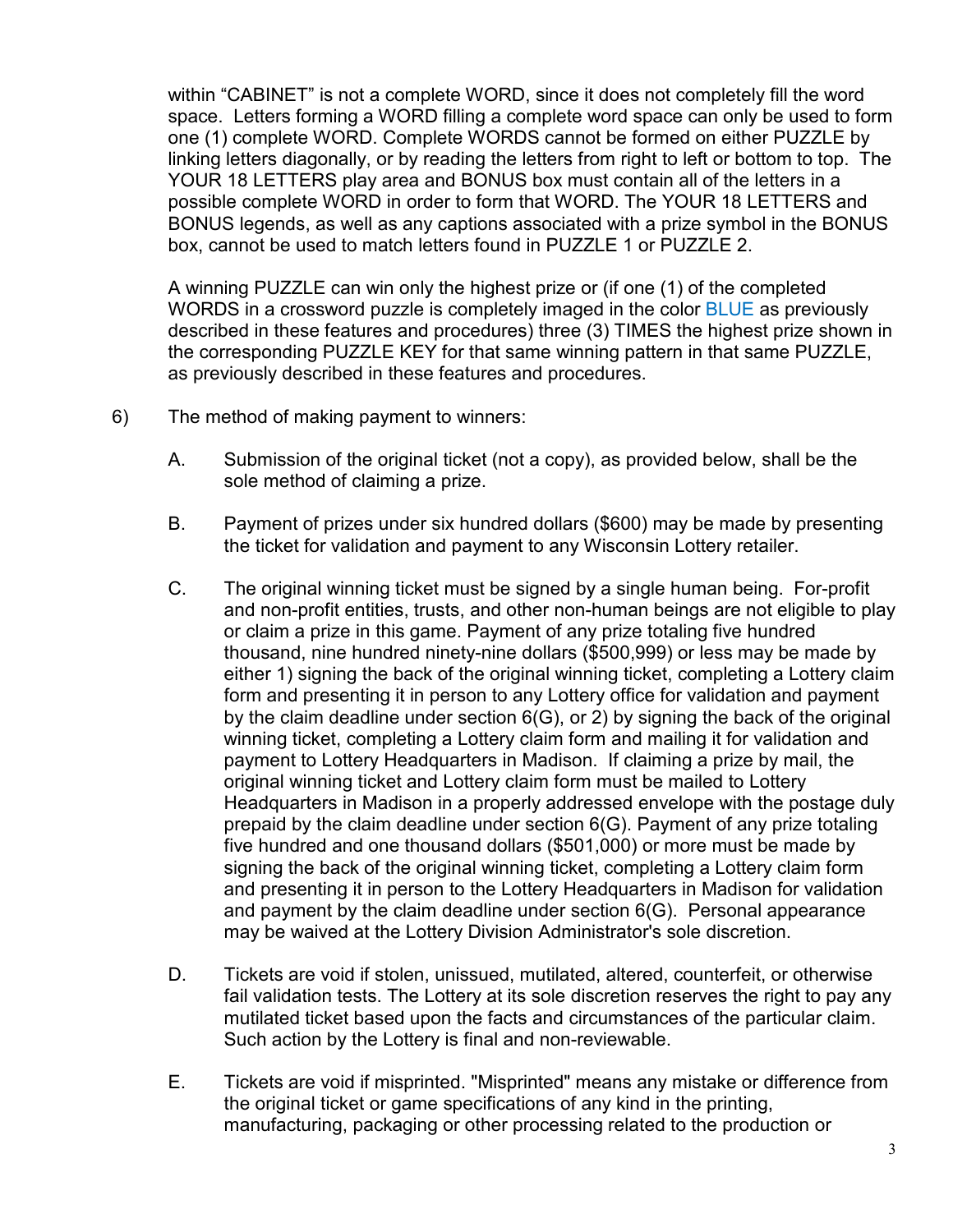within "CABINET" is not a complete WORD, since it does not completely fill the word space. Letters forming a WORD filling a complete word space can only be used to form one (1) complete WORD. Complete WORDS cannot be formed on either PUZZLE by linking letters diagonally, or by reading the letters from right to left or bottom to top. The YOUR 18 LETTERS play area and BONUS box must contain all of the letters in a possible complete WORD in order to form that WORD. The YOUR 18 LETTERS and BONUS legends, as well as any captions associated with a prize symbol in the BONUS box, cannot be used to match letters found in PUZZLE 1 or PUZZLE 2.

A winning PUZZLE can win only the highest prize or (if one (1) of the completed WORDS in a crossword puzzle is completely imaged in the color BLUE as previously described in these features and procedures) three (3) TIMES the highest prize shown in the corresponding PUZZLE KEY for that same winning pattern in that same PUZZLE, as previously described in these features and procedures.

6) The method of making payment to winners:

   A. Submission of the original ticket (not a copy), as provided below, shall be the sole method of claiming a prize.

   B. Payment of prizes under six hundred dollars ($600) may be made by presenting the ticket for validation and payment to any Wisconsin Lottery retailer.

   C. The original winning ticket must be signed by a single human being. For-profit and non-profit entities, trusts, and other non-human beings are not eligible to play or claim a prize in this game. Payment of any prize totaling five hundred thousand, nine hundred ninety-nine dollars ($500,999) or less may be made by either 1) signing the back of the original winning ticket, completing a Lottery claim form and presenting it in person to any Lottery office for validation and payment by the claim deadline under section 6(G), or 2) by signing the back of the original winning ticket, completing a Lottery claim form and mailing it for validation and payment to Lottery Headquarters in Madison. If claiming a prize by mail, the original winning ticket and Lottery claim form must be mailed to Lottery Headquarters in Madison in a properly addressed envelope with the postage duly prepaid by the claim deadline under section 6(G). Payment of any prize totaling five hundred and one thousand dollars ($501,000) or more must be made by signing the back of the original winning ticket, completing a Lottery claim form and presenting it in person to the Lottery Headquarters in Madison for validation and payment by the claim deadline under section 6(G). Personal appearance may be waived at the Lottery Division Administrator's sole discretion.

   D. Tickets are void if stolen, unissued, mutilated, altered, counterfeit, or otherwise fail validation tests. The Lottery at its sole discretion reserves the right to pay any mutilated ticket based upon the facts and circumstances of the particular claim. Such action by the Lottery is final and non-reviewable.

   E. Tickets are void if misprinted. "Misprinted" means any mistake or difference from the original ticket or game specifications of any kind in the printing, manufacturing, packaging or other processing related to the production or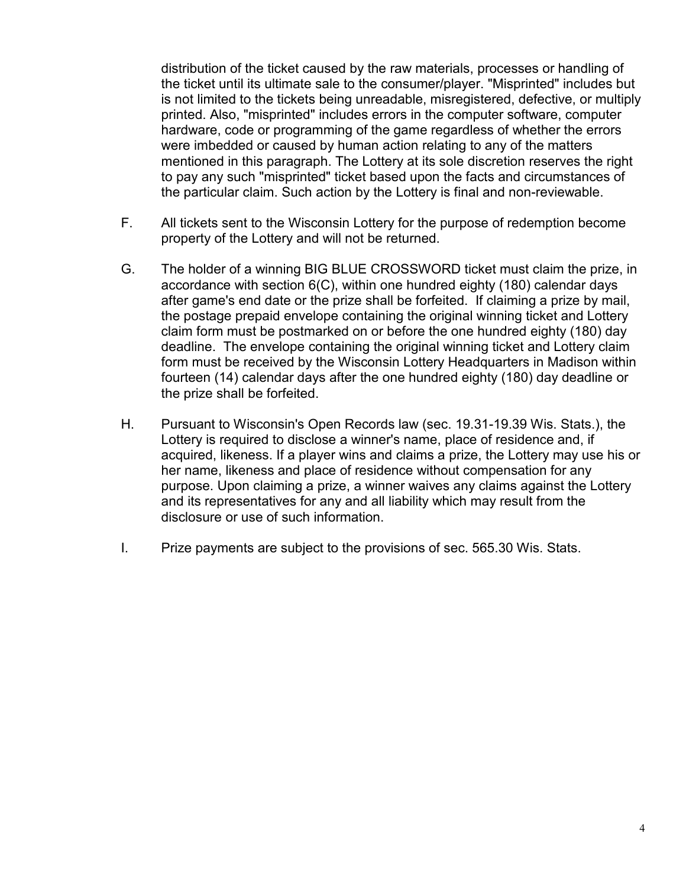distribution of the ticket caused by the raw materials, processes or handling of the ticket until its ultimate sale to the consumer/player. "Misprinted" includes but is not limited to the tickets being unreadable, misregistered, defective, or multiply printed. Also, "misprinted" includes errors in the computer software, computer hardware, code or programming of the game regardless of whether the errors were imbedded or caused by human action relating to any of the matters mentioned in this paragraph. The Lottery at its sole discretion reserves the right to pay any such "misprinted" ticket based upon the facts and circumstances of the particular claim. Such action by the Lottery is final and non-reviewable.

F. All tickets sent to the Wisconsin Lottery for the purpose of redemption become property of the Lottery and will not be returned.

G. The holder of a winning BIG BLUE CROSSWORD ticket must claim the prize, in accordance with section 6(C), within one hundred eighty (180) calendar days after game's end date or the prize shall be forfeited. If claiming a prize by mail, the postage prepaid envelope containing the original winning ticket and Lottery claim form must be postmarked on or before the one hundred eighty (180) day deadline. The envelope containing the original winning ticket and Lottery claim form must be received by the Wisconsin Lottery Headquarters in Madison within fourteen (14) calendar days after the one hundred eighty (180) day deadline or the prize shall be forfeited.

H. Pursuant to Wisconsin's Open Records law (sec. 19.31-19.39 Wis. Stats.), the Lottery is required to disclose a winner's name, place of residence and, if acquired, likeness. If a player wins and claims a prize, the Lottery may use his or her name, likeness and place of residence without compensation for any purpose. Upon claiming a prize, a winner waives any claims against the Lottery and its representatives for any and all liability which may result from the disclosure or use of such information.

I. Prize payments are subject to the provisions of sec. 565.30 Wis. Stats.